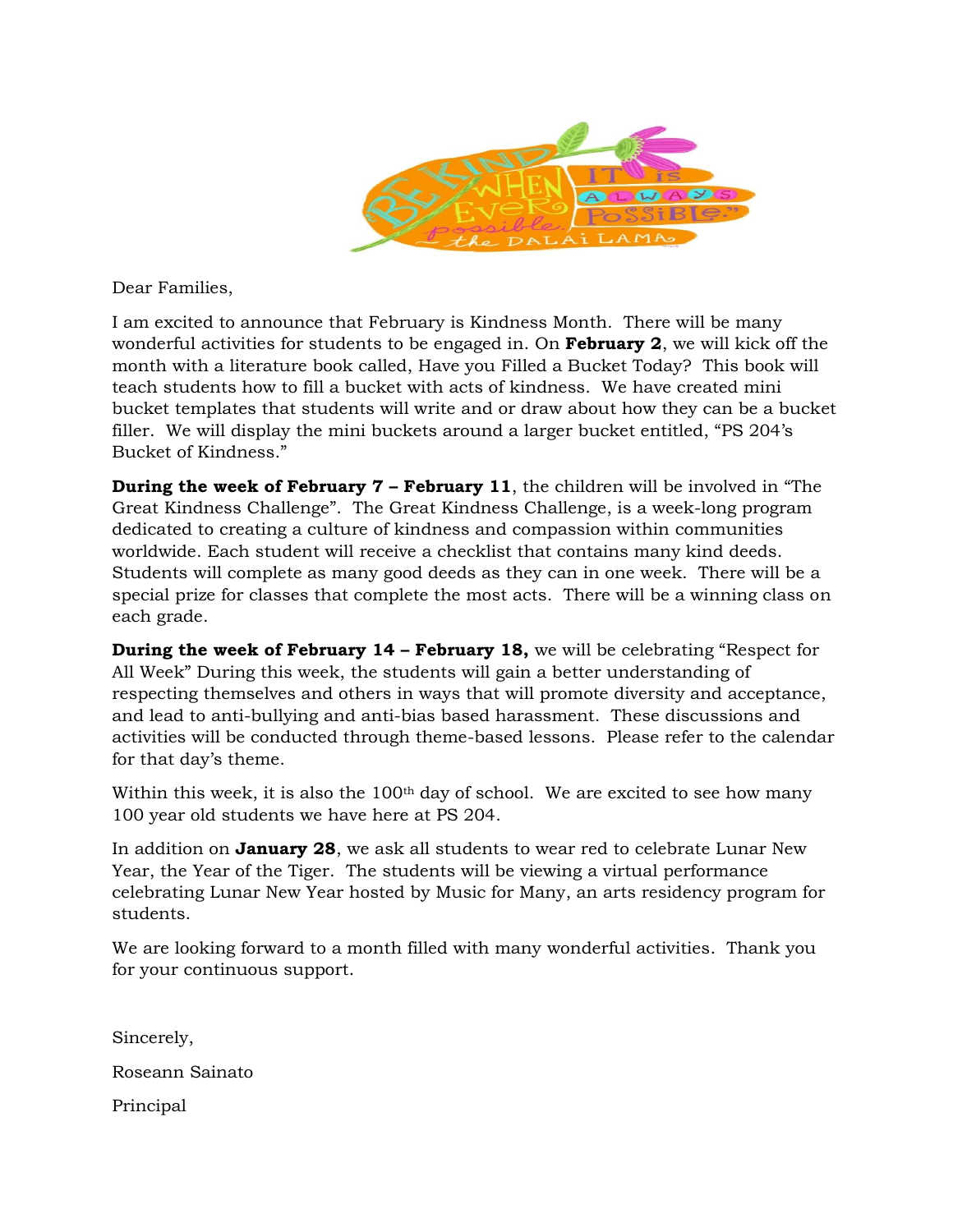Dear Families,

I am excited to announce that February is Kindness Month. There will be many wonderful activities for students to be engaged in. On **February 2**, we will kick off the month with a literature book called, Have you Filled a Bucket Today? This book will teach students how to fill a bucket with acts of kindness. We have created mini bucket templates that students will write and or draw about how they can be a bucket filler. We will display the mini buckets around a larger bucket entitled, "PS 204's Bucket of Kindness."

**During the week of February 7 – February 11**, the children will be involved in "The Great Kindness Challenge". The Great Kindness Challenge, is a week-long program dedicated to creating a culture of kindness and compassion within communities worldwide. Each student will receive a checklist that contains many kind deeds. Students will complete as many good deeds as they can in one week. There will be a special prize for classes that complete the most acts. There will be a winning class on each grade.

**During the week of February 14 – February 18,** we will be celebrating "Respect for All Week" During this week, the students will gain a better understanding of respecting themselves and others in ways that will promote diversity and acceptance, and lead to anti-bullying and anti-bias based harassment. These discussions and activities will be conducted through theme-based lessons. Please refer to the calendar for that day's theme.

Within this week, it is also the 100th day of school. We are excited to see how many 100 year old students we have here at PS 204.

In addition on **January 28**, we ask all students to wear red to celebrate Lunar New Year, the Year of the Tiger. The students will be viewing a virtual performance celebrating Lunar New Year hosted by Music for Many, an arts residency program for students.

We are looking forward to a month filled with many wonderful activities. Thank you for your continuous support.

Sincerely,

Roseann Sainato

Principal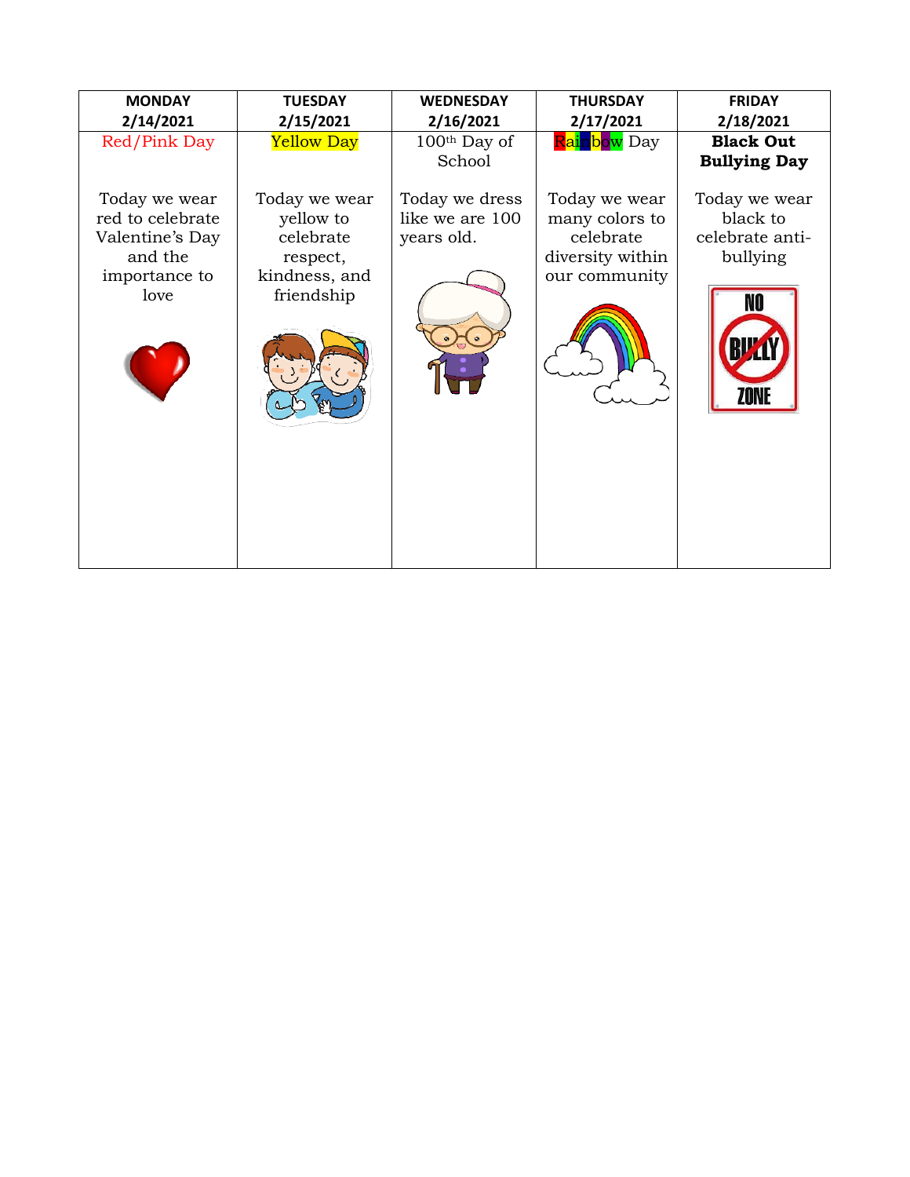| MONDAY 2/14/2021 | TUESDAY 2/15/2021 | WEDNESDAY 2/16/2021 | THURSDAY 2/17/2021 | FRIDAY 2/18/2021 |
| --- | --- | --- | --- | --- |
| Red/Pink Day<br><br>Today we wear red to celebrate Valentine's Day and the importance to love | Yellow Day<br><br>Today we wear yellow to celebrate respect, kindness, and friendship | 100th Day of School<br><br>Today we dress like we are 100 years old. | Rainbow Day<br><br>Today we wear many colors to celebrate diversity within our community | **Black Out Bullying Day**<br><br>Today we wear black to celebrate anti-bullying<br><br>NO BULLY ZONE |